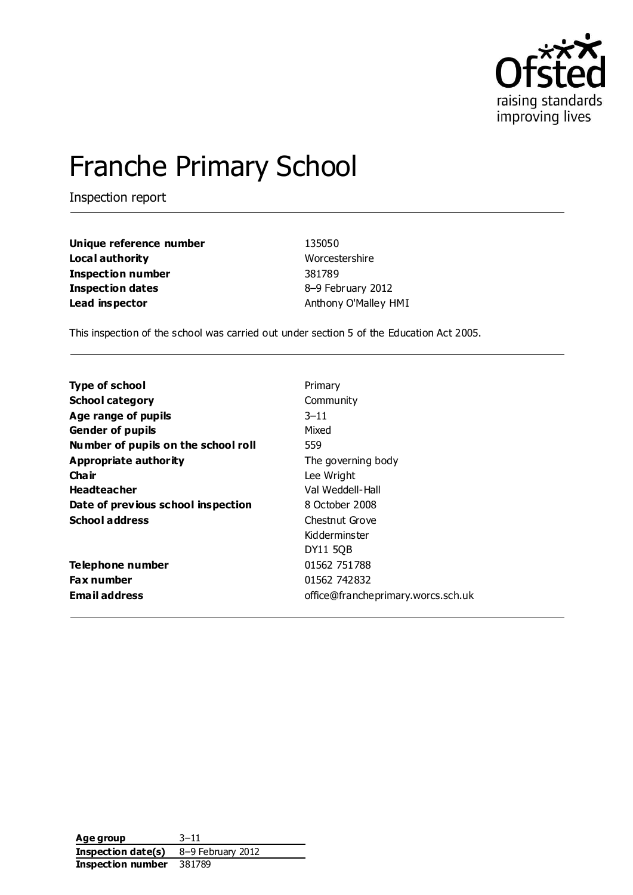# Franche Primary School

Inspection report

| | |
|---|---|
| **Unique reference number** | 135050 |
| **Local authority** | Worcestershire |
| **Inspection number** | 381789 |
| **Inspection dates** | 8–9 February 2012 |
| **Lead inspector** | Anthony O'Malley HMI |

This inspection of the school was carried out under section 5 of the Education Act 2005.

| | |
|---|---|
| **Type of school** | Primary |
| **School category** | Community |
| **Age range of pupils** | 3–11 |
| **Gender of pupils** | Mixed |
| **Number of pupils on the school roll** | 559 |
| **Appropriate authority** | The governing body |
| **Chair** | Lee Wright |
| **Headteacher** | Val Weddell-Hall |
| **Date of previous school inspection** | 8 October 2008 |
| **School address** | Chestnut Grove<br>Kidderminster<br>DY11 5QB |
| **Telephone number** | 01562 751788 |
| **Fax number** | 01562 742832 |
| **Email address** | office@francheprimary.worcs.sch.uk |

| | |
|---|---|
| **Age group** | 3–11 |
| **Inspection date(s)** | 8–9 February 2012 |
| **Inspection number** | 381789 |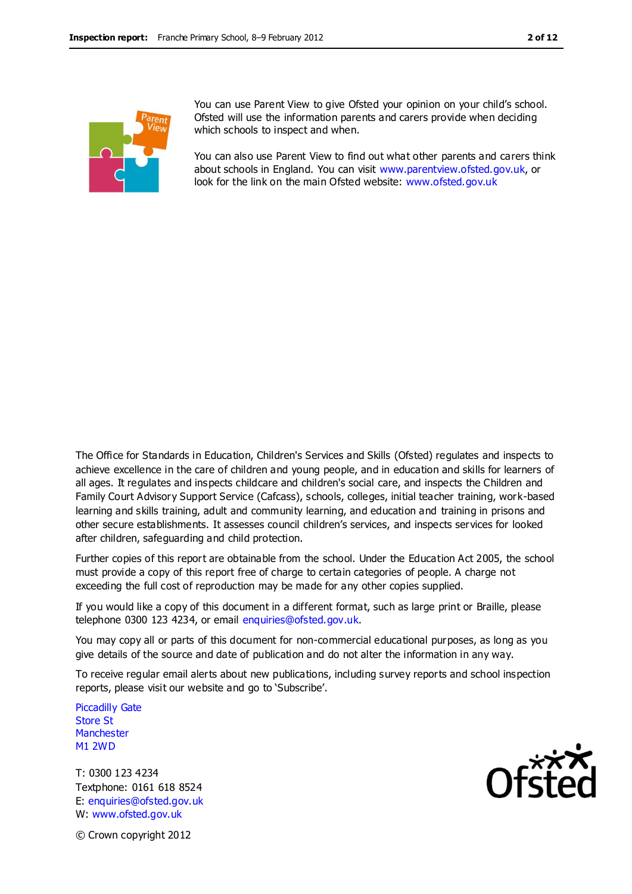You can use Parent View to give Ofsted your opinion on your child's school. Ofsted will use the information parents and carers provide when deciding which schools to inspect and when.

You can also use Parent View to find out what other parents and carers think about schools in England. You can visit www.parentview.ofsted.gov.uk, or look for the link on the main Ofsted website: www.ofsted.gov.uk

The Office for Standards in Education, Children's Services and Skills (Ofsted) regulates and inspects to achieve excellence in the care of children and young people, and in education and skills for learners of all ages. It regulates and inspects childcare and children's social care, and inspects the Children and Family Court Advisory Support Service (Cafcass), schools, colleges, initial teacher training, work-based learning and skills training, adult and community learning, and education and training in prisons and other secure establishments. It assesses council children's services, and inspects services for looked after children, safeguarding and child protection.

Further copies of this report are obtainable from the school. Under the Education Act 2005, the school must provide a copy of this report free of charge to certain categories of people. A charge not exceeding the full cost of reproduction may be made for any other copies supplied.

If you would like a copy of this document in a different format, such as large print or Braille, please telephone 0300 123 4234, or email enquiries@ofsted.gov.uk.

You may copy all or parts of this document for non-commercial educational purposes, as long as you give details of the source and date of publication and do not alter the information in any way.

To receive regular email alerts about new publications, including survey reports and school inspection reports, please visit our website and go to 'Subscribe'.

Piccadilly Gate
Store St
Manchester
M1 2WD

T: 0300 123 4234
Textphone: 0161 618 8524
E: enquiries@ofsted.gov.uk
W: www.ofsted.gov.uk

© Crown copyright 2012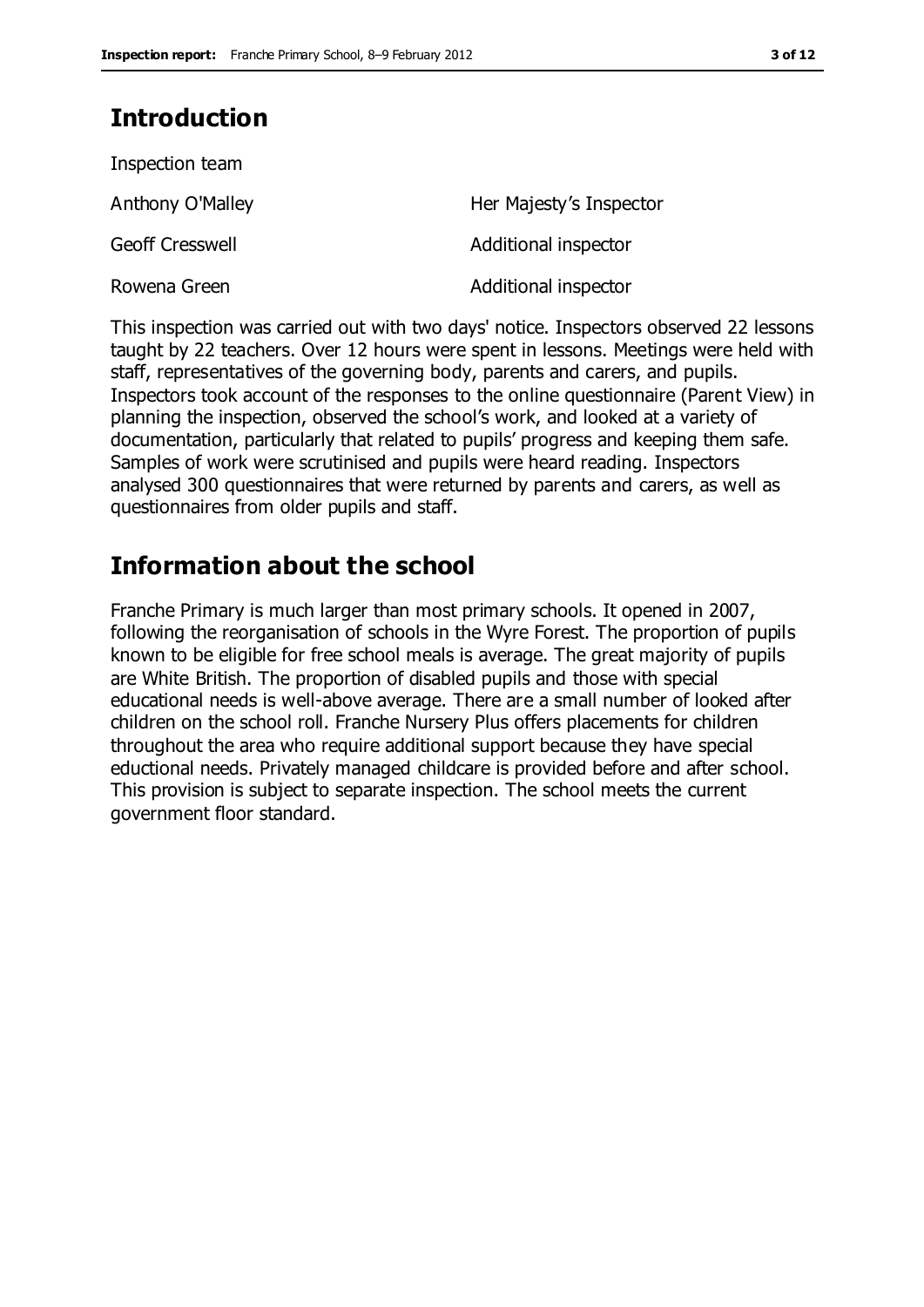## Introduction

Inspection team

| | |
|---|---|
| Anthony O'Malley | Her Majesty's Inspector |
| Geoff Cresswell | Additional inspector |
| Rowena Green | Additional inspector |

This inspection was carried out with two days' notice. Inspectors observed 22 lessons taught by 22 teachers. Over 12 hours were spent in lessons. Meetings were held with staff, representatives of the governing body, parents and carers, and pupils. Inspectors took account of the responses to the online questionnaire (Parent View) in planning the inspection, observed the school's work, and looked at a variety of documentation, particularly that related to pupils' progress and keeping them safe. Samples of work were scrutinised and pupils were heard reading. Inspectors analysed 300 questionnaires that were returned by parents and carers, as well as questionnaires from older pupils and staff.

## Information about the school

Franche Primary is much larger than most primary schools. It opened in 2007, following the reorganisation of schools in the Wyre Forest. The proportion of pupils known to be eligible for free school meals is average. The great majority of pupils are White British. The proportion of disabled pupils and those with special educational needs is well-above average. There are a small number of looked after children on the school roll. Franche Nursery Plus offers placements for children throughout the area who require additional support because they have special eductional needs. Privately managed childcare is provided before and after school. This provision is subject to separate inspection. The school meets the current government floor standard.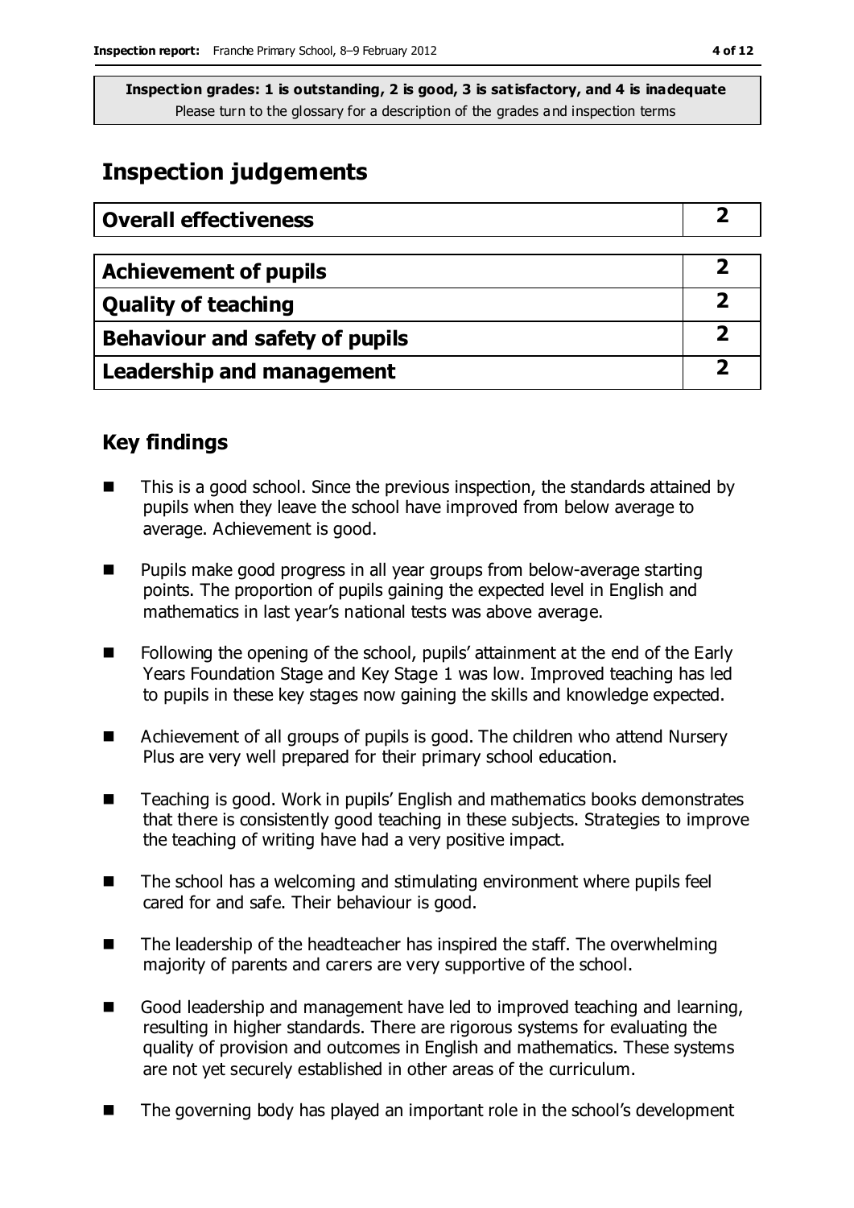**Inspection grades: 1 is outstanding, 2 is good, 3 is satisfactory, and 4 is inadequate**
Please turn to the glossary for a description of the grades and inspection terms

# Inspection judgements

| Overall effectiveness | 2 |
| --- | --- |

| Achievement of pupils | 2 |
| --- | --- |
| Quality of teaching | 2 |
| Behaviour and safety of pupils | 2 |
| Leadership and management | 2 |

## Key findings

- This is a good school. Since the previous inspection, the standards attained by pupils when they leave the school have improved from below average to average. Achievement is good.
- Pupils make good progress in all year groups from below-average starting points. The proportion of pupils gaining the expected level in English and mathematics in last year's national tests was above average.
- Following the opening of the school, pupils' attainment at the end of the Early Years Foundation Stage and Key Stage 1 was low. Improved teaching has led to pupils in these key stages now gaining the skills and knowledge expected.
- Achievement of all groups of pupils is good. The children who attend Nursery Plus are very well prepared for their primary school education.
- Teaching is good. Work in pupils' English and mathematics books demonstrates that there is consistently good teaching in these subjects. Strategies to improve the teaching of writing have had a very positive impact.
- The school has a welcoming and stimulating environment where pupils feel cared for and safe. Their behaviour is good.
- The leadership of the headteacher has inspired the staff. The overwhelming majority of parents and carers are very supportive of the school.
- Good leadership and management have led to improved teaching and learning, resulting in higher standards. There are rigorous systems for evaluating the quality of provision and outcomes in English and mathematics. These systems are not yet securely established in other areas of the curriculum.
- The governing body has played an important role in the school's development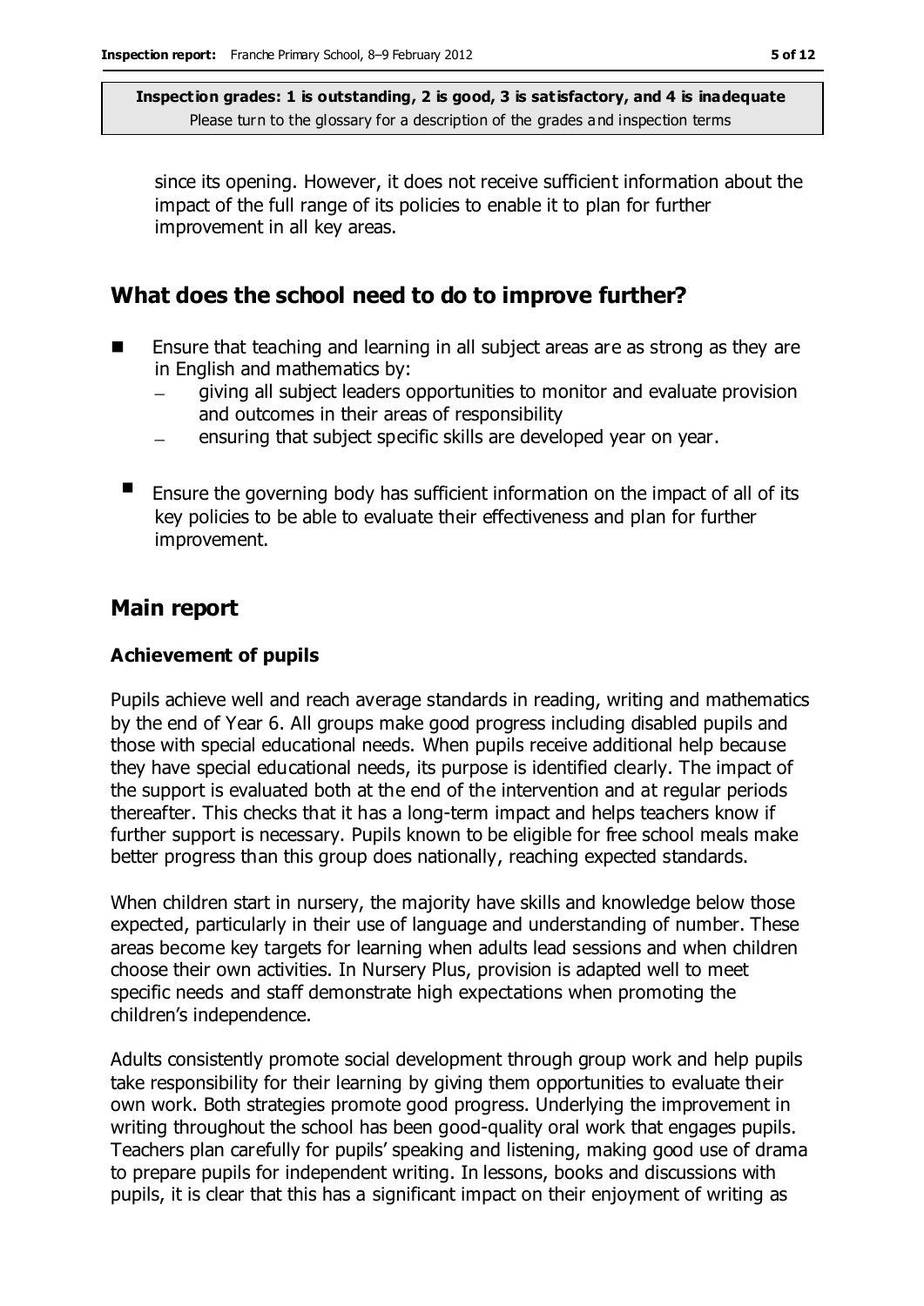since its opening. However, it does not receive sufficient information about the impact of the full range of its policies to enable it to plan for further improvement in all key areas.

## What does the school need to do to improve further?

- Ensure that teaching and learning in all subject areas are as strong as they are in English and mathematics by:
  - giving all subject leaders opportunities to monitor and evaluate provision and outcomes in their areas of responsibility
  - ensuring that subject specific skills are developed year on year.
- Ensure the governing body has sufficient information on the impact of all of its key policies to be able to evaluate their effectiveness and plan for further improvement.

## Main report

### Achievement of pupils

Pupils achieve well and reach average standards in reading, writing and mathematics by the end of Year 6. All groups make good progress including disabled pupils and those with special educational needs. When pupils receive additional help because they have special educational needs, its purpose is identified clearly. The impact of the support is evaluated both at the end of the intervention and at regular periods thereafter. This checks that it has a long-term impact and helps teachers know if further support is necessary. Pupils known to be eligible for free school meals make better progress than this group does nationally, reaching expected standards.

When children start in nursery, the majority have skills and knowledge below those expected, particularly in their use of language and understanding of number. These areas become key targets for learning when adults lead sessions and when children choose their own activities. In Nursery Plus, provision is adapted well to meet specific needs and staff demonstrate high expectations when promoting the children's independence.

Adults consistently promote social development through group work and help pupils take responsibility for their learning by giving them opportunities to evaluate their own work. Both strategies promote good progress. Underlying the improvement in writing throughout the school has been good-quality oral work that engages pupils. Teachers plan carefully for pupils' speaking and listening, making good use of drama to prepare pupils for independent writing. In lessons, books and discussions with pupils, it is clear that this has a significant impact on their enjoyment of writing as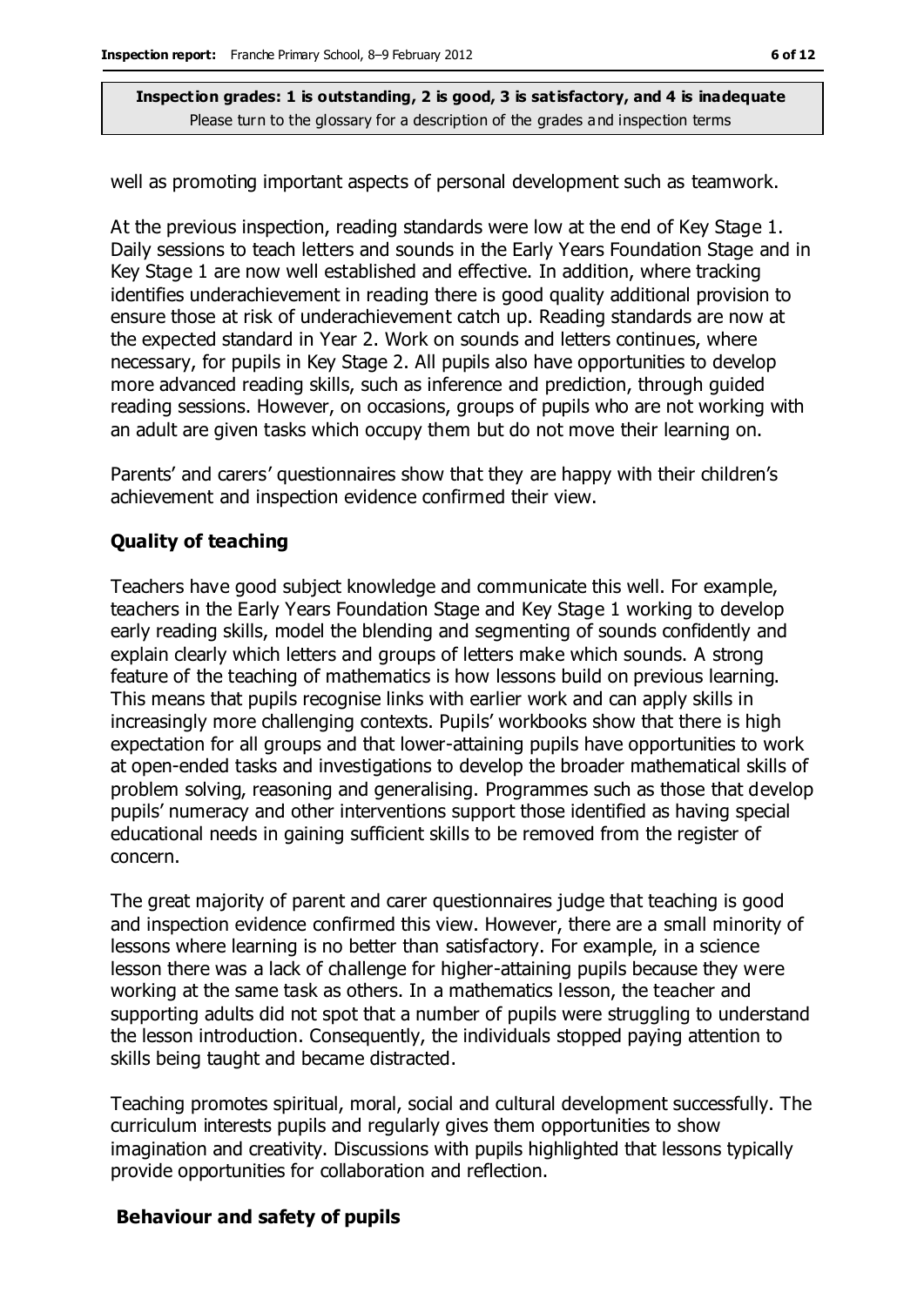well as promoting important aspects of personal development such as teamwork.

At the previous inspection, reading standards were low at the end of Key Stage 1. Daily sessions to teach letters and sounds in the Early Years Foundation Stage and in Key Stage 1 are now well established and effective. In addition, where tracking identifies underachievement in reading there is good quality additional provision to ensure those at risk of underachievement catch up. Reading standards are now at the expected standard in Year 2. Work on sounds and letters continues, where necessary, for pupils in Key Stage 2. All pupils also have opportunities to develop more advanced reading skills, such as inference and prediction, through guided reading sessions. However, on occasions, groups of pupils who are not working with an adult are given tasks which occupy them but do not move their learning on.

Parents' and carers' questionnaires show that they are happy with their children's achievement and inspection evidence confirmed their view.

### Quality of teaching

Teachers have good subject knowledge and communicate this well. For example, teachers in the Early Years Foundation Stage and Key Stage 1 working to develop early reading skills, model the blending and segmenting of sounds confidently and explain clearly which letters and groups of letters make which sounds. A strong feature of the teaching of mathematics is how lessons build on previous learning. This means that pupils recognise links with earlier work and can apply skills in increasingly more challenging contexts. Pupils' workbooks show that there is high expectation for all groups and that lower-attaining pupils have opportunities to work at open-ended tasks and investigations to develop the broader mathematical skills of problem solving, reasoning and generalising. Programmes such as those that develop pupils' numeracy and other interventions support those identified as having special educational needs in gaining sufficient skills to be removed from the register of concern.

The great majority of parent and carer questionnaires judge that teaching is good and inspection evidence confirmed this view. However, there are a small minority of lessons where learning is no better than satisfactory. For example, in a science lesson there was a lack of challenge for higher-attaining pupils because they were working at the same task as others. In a mathematics lesson, the teacher and supporting adults did not spot that a number of pupils were struggling to understand the lesson introduction. Consequently, the individuals stopped paying attention to skills being taught and became distracted.

Teaching promotes spiritual, moral, social and cultural development successfully. The curriculum interests pupils and regularly gives them opportunities to show imagination and creativity. Discussions with pupils highlighted that lessons typically provide opportunities for collaboration and reflection.

### Behaviour and safety of pupils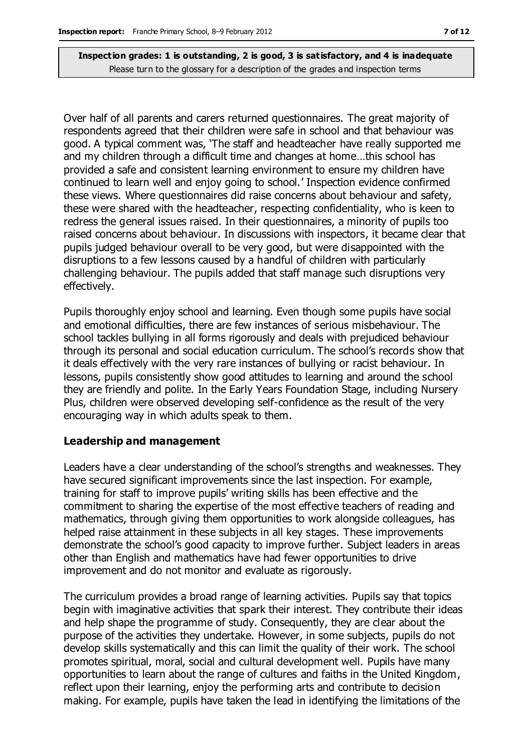**Inspection grades: 1 is outstanding, 2 is good, 3 is satisfactory, and 4 is inadequate**
Please turn to the glossary for a description of the grades and inspection terms

Over half of all parents and carers returned questionnaires. The great majority of respondents agreed that their children were safe in school and that behaviour was good. A typical comment was, 'The staff and headteacher have really supported me and my children through a difficult time and changes at home…this school has provided a safe and consistent learning environment to ensure my children have continued to learn well and enjoy going to school.' Inspection evidence confirmed these views. Where questionnaires did raise concerns about behaviour and safety, these were shared with the headteacher, respecting confidentiality, who is keen to redress the general issues raised. In their questionnaires, a minority of pupils too raised concerns about behaviour. In discussions with inspectors, it became clear that pupils judged behaviour overall to be very good, but were disappointed with the disruptions to a few lessons caused by a handful of children with particularly challenging behaviour. The pupils added that staff manage such disruptions very effectively.

Pupils thoroughly enjoy school and learning. Even though some pupils have social and emotional difficulties, there are few instances of serious misbehaviour. The school tackles bullying in all forms rigorously and deals with prejudiced behaviour through its personal and social education curriculum. The school's records show that it deals effectively with the very rare instances of bullying or racist behaviour. In lessons, pupils consistently show good attitudes to learning and around the school they are friendly and polite. In the Early Years Foundation Stage, including Nursery Plus, children were observed developing self-confidence as the result of the very encouraging way in which adults speak to them.

### Leadership and management

Leaders have a clear understanding of the school's strengths and weaknesses. They have secured significant improvements since the last inspection. For example, training for staff to improve pupils' writing skills has been effective and the commitment to sharing the expertise of the most effective teachers of reading and mathematics, through giving them opportunities to work alongside colleagues, has helped raise attainment in these subjects in all key stages. These improvements demonstrate the school's good capacity to improve further. Subject leaders in areas other than English and mathematics have had fewer opportunities to drive improvement and do not monitor and evaluate as rigorously.

The curriculum provides a broad range of learning activities. Pupils say that topics begin with imaginative activities that spark their interest. They contribute their ideas and help shape the programme of study. Consequently, they are clear about the purpose of the activities they undertake. However, in some subjects, pupils do not develop skills systematically and this can limit the quality of their work. The school promotes spiritual, moral, social and cultural development well. Pupils have many opportunities to learn about the range of cultures and faiths in the United Kingdom, reflect upon their learning, enjoy the performing arts and contribute to decision making. For example, pupils have taken the lead in identifying the limitations of the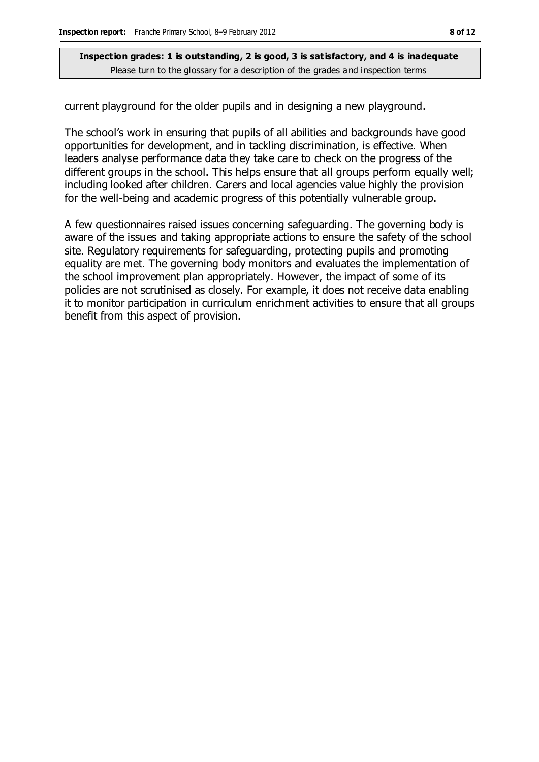current playground for the older pupils and in designing a new playground.

The school's work in ensuring that pupils of all abilities and backgrounds have good opportunities for development, and in tackling discrimination, is effective. When leaders analyse performance data they take care to check on the progress of the different groups in the school. This helps ensure that all groups perform equally well; including looked after children. Carers and local agencies value highly the provision for the well-being and academic progress of this potentially vulnerable group.

A few questionnaires raised issues concerning safeguarding. The governing body is aware of the issues and taking appropriate actions to ensure the safety of the school site. Regulatory requirements for safeguarding, protecting pupils and promoting equality are met. The governing body monitors and evaluates the implementation of the school improvement plan appropriately. However, the impact of some of its policies are not scrutinised as closely. For example, it does not receive data enabling it to monitor participation in curriculum enrichment activities to ensure that all groups benefit from this aspect of provision.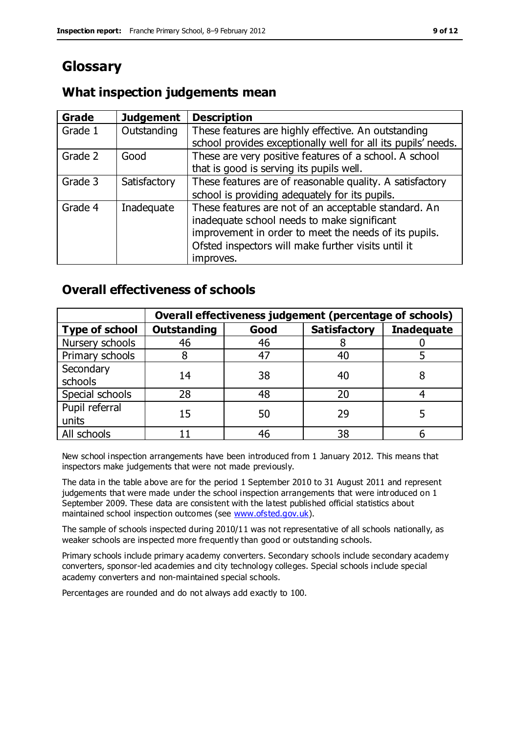# Glossary

## What inspection judgements mean

| Grade | Judgement | Description |
|---|---|---|
| Grade 1 | Outstanding | These features are highly effective. An outstanding school provides exceptionally well for all its pupils' needs. |
| Grade 2 | Good | These are very positive features of a school. A school that is good is serving its pupils well. |
| Grade 3 | Satisfactory | These features are of reasonable quality. A satisfactory school is providing adequately for its pupils. |
| Grade 4 | Inadequate | These features are not of an acceptable standard. An inadequate school needs to make significant improvement in order to meet the needs of its pupils. Ofsted inspectors will make further visits until it improves. |

## Overall effectiveness of schools

| | Overall effectiveness judgement (percentage of schools) | | | |
|---|---|---|---|---|
| **Type of school** | **Outstanding** | **Good** | **Satisfactory** | **Inadequate** |
| Nursery schools | 46 | 46 | 8 | 0 |
| Primary schools | 8 | 47 | 40 | 5 |
| Secondary schools | 14 | 38 | 40 | 8 |
| Special schools | 28 | 48 | 20 | 4 |
| Pupil referral units | 15 | 50 | 29 | 5 |
| All schools | 11 | 46 | 38 | 6 |

New school inspection arrangements have been introduced from 1 January 2012. This means that inspectors make judgements that were not made previously.

The data in the table above are for the period 1 September 2010 to 31 August 2011 and represent judgements that were made under the school inspection arrangements that were introduced on 1 September 2009. These data are consistent with the latest published official statistics about maintained school inspection outcomes (see www.ofsted.gov.uk).

The sample of schools inspected during 2010/11 was not representative of all schools nationally, as weaker schools are inspected more frequently than good or outstanding schools.

Primary schools include primary academy converters. Secondary schools include secondary academy converters, sponsor-led academies and city technology colleges. Special schools include special academy converters and non-maintained special schools.

Percentages are rounded and do not always add exactly to 100.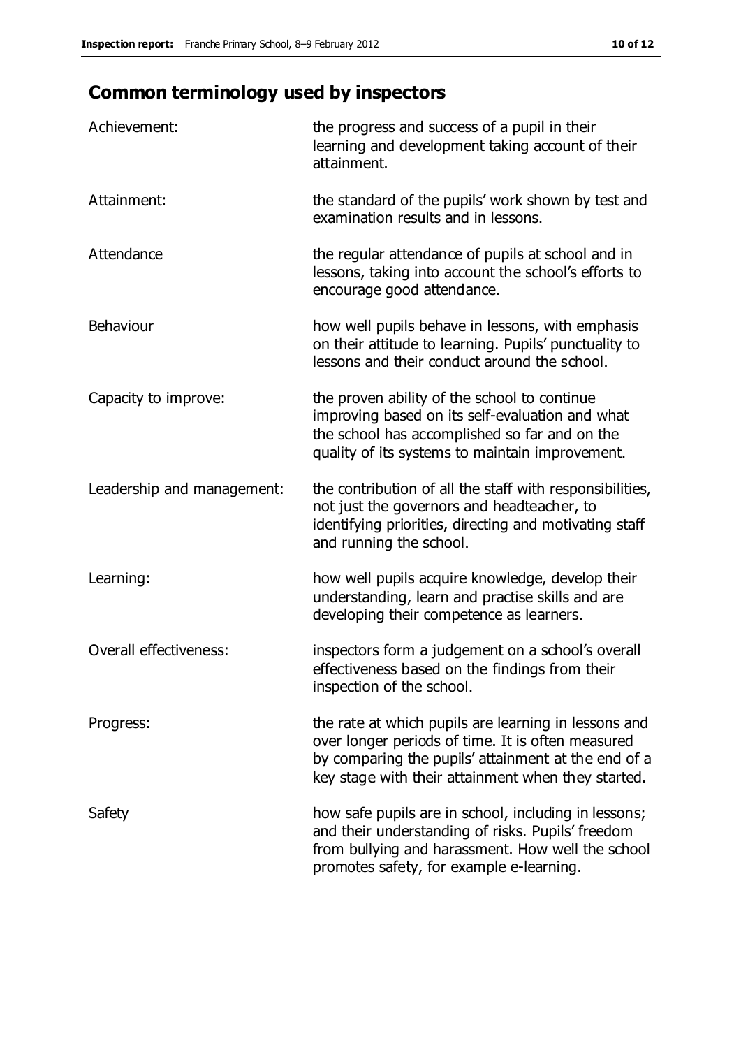## Common terminology used by inspectors

| | |
|---|---|
| Achievement: | the progress and success of a pupil in their learning and development taking account of their attainment. |
| Attainment: | the standard of the pupils' work shown by test and examination results and in lessons. |
| Attendance | the regular attendance of pupils at school and in lessons, taking into account the school's efforts to encourage good attendance. |
| Behaviour | how well pupils behave in lessons, with emphasis on their attitude to learning. Pupils' punctuality to lessons and their conduct around the school. |
| Capacity to improve: | the proven ability of the school to continue improving based on its self-evaluation and what the school has accomplished so far and on the quality of its systems to maintain improvement. |
| Leadership and management: | the contribution of all the staff with responsibilities, not just the governors and headteacher, to identifying priorities, directing and motivating staff and running the school. |
| Learning: | how well pupils acquire knowledge, develop their understanding, learn and practise skills and are developing their competence as learners. |
| Overall effectiveness: | inspectors form a judgement on a school's overall effectiveness based on the findings from their inspection of the school. |
| Progress: | the rate at which pupils are learning in lessons and over longer periods of time. It is often measured by comparing the pupils' attainment at the end of a key stage with their attainment when they started. |
| Safety | how safe pupils are in school, including in lessons; and their understanding of risks. Pupils' freedom from bullying and harassment. How well the school promotes safety, for example e-learning. |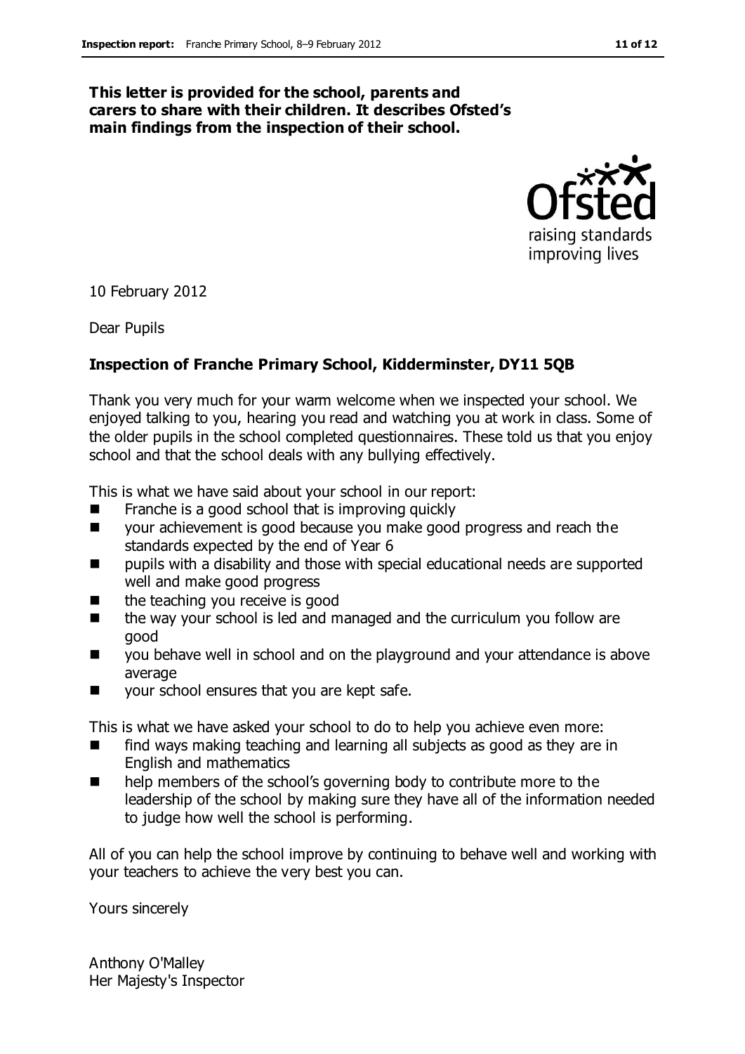**This letter is provided for the school, parents and carers to share with their children. It describes Ofsted's main findings from the inspection of their school.**

10 February 2012

Dear Pupils

**Inspection of Franche Primary School, Kidderminster, DY11 5QB**

Thank you very much for your warm welcome when we inspected your school. We enjoyed talking to you, hearing you read and watching you at work in class. Some of the older pupils in the school completed questionnaires. These told us that you enjoy school and that the school deals with any bullying effectively.

This is what we have said about your school in our report:

- Franche is a good school that is improving quickly
- your achievement is good because you make good progress and reach the standards expected by the end of Year 6
- pupils with a disability and those with special educational needs are supported well and make good progress
- the teaching you receive is good
- the way your school is led and managed and the curriculum you follow are good
- you behave well in school and on the playground and your attendance is above average
- your school ensures that you are kept safe.

This is what we have asked your school to do to help you achieve even more:

- find ways making teaching and learning all subjects as good as they are in English and mathematics
- help members of the school's governing body to contribute more to the leadership of the school by making sure they have all of the information needed to judge how well the school is performing.

All of you can help the school improve by continuing to behave well and working with your teachers to achieve the very best you can.

Yours sincerely

Anthony O'Malley
Her Majesty's Inspector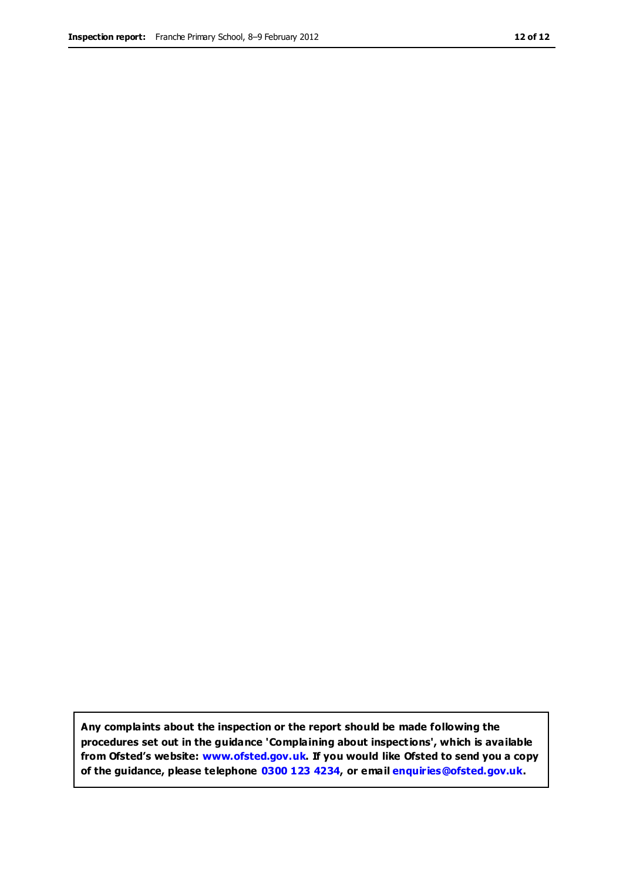**Any complaints about the inspection or the report should be made following the procedures set out in the guidance 'Complaining about inspections', which is available from Ofsted's website: www.ofsted.gov.uk. If you would like Ofsted to send you a copy of the guidance, please telephone 0300 123 4234, or email enquiries@ofsted.gov.uk.**